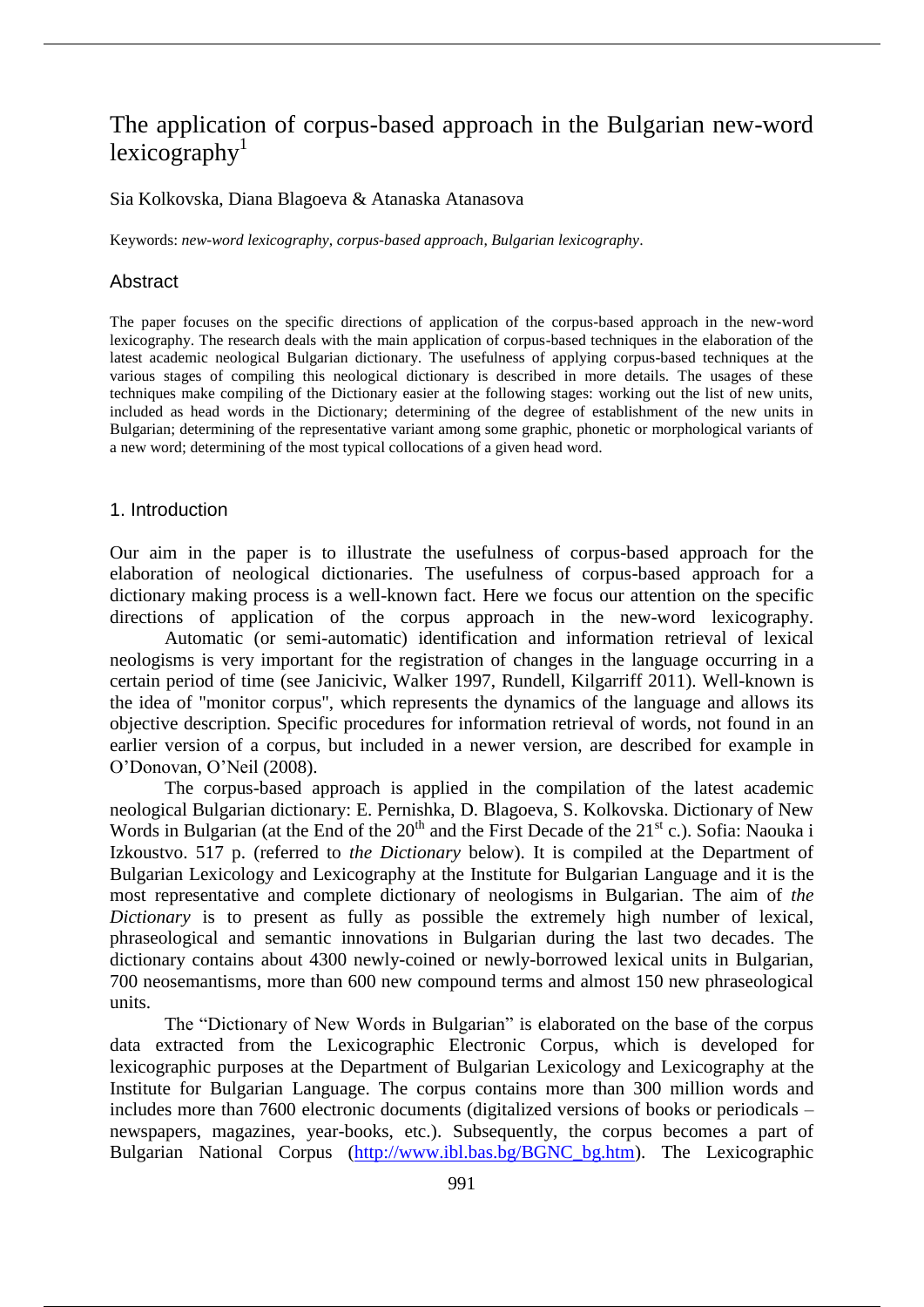# The application of corpus-based approach in the Bulgarian new-word lexicography[1]

Sia Kolkovska, Diana Blagoeva & Atanaska Atanasova

Keywords: *new-word lexicography*, *corpus-based approach*, *Bulgarian lexicography*.

## Abstract

The paper focuses on the specific directions of application of the corpus-based approach in the new-word lexicography. The research deals with the main application of corpus-based techniques in the elaboration of the latest academic neological Bulgarian dictionary. The usefulness of applying corpus-based techniques at the various stages of compiling this neological dictionary is described in more details. The usages of these techniques make compiling of the Dictionary easier at the following stages: working out the list of new units, included as head words in the Dictionary; determining of the degree of establishment of the new units in Bulgarian; determining of the representative variant among some graphic, phonetic or morphological variants of a new word; determining of the most typical collocations of a given head word.

## 1. Introduction

Our aim in the paper is to illustrate the usefulness of corpus-based approach for the elaboration of neological dictionaries. The usefulness of corpus-based approach for a dictionary making process is a well-known fact. Here we focus our attention on the specific directions of application of the corpus approach in the new-word lexicography.

Automatic (or semi-automatic) identification and information retrieval of lexical neologisms is very important for the registration of changes in the language occurring in a certain period of time (see Janicivic, Walker 1997, Rundell, Kilgarriff 2011). Well-known is the idea of "monitor corpus", which represents the dynamics of the language and allows its objective description. Specific procedures for information retrieval of words, not found in an earlier version of a corpus, but included in a newer version, are described for example in O'Donovan, O'Neil (2008).

The corpus-based approach is applied in the compilation of the latest academic neological Bulgarian dictionary: E. Pernishka, D. Blagoeva, S. Kolkovska. Dictionary of New Words in Bulgarian (at the End of the 20th and the First Decade of the 21st c.). Sofia: Naouka i Izkoustvo. 517 p. (referred to *the Dictionary* below). It is compiled at the Department of Bulgarian Lexicology and Lexicography at the Institute for Bulgarian Language and it is the most representative and complete dictionary of neologisms in Bulgarian. The aim of *the Dictionary* is to present as fully as possible the extremely high number of lexical, phraseological and semantic innovations in Bulgarian during the last two decades. The dictionary contains about 4300 newly-coined or newly-borrowed lexical units in Bulgarian, 700 neosemantisms, more than 600 new compound terms and almost 150 new phraseological units.

The "Dictionary of New Words in Bulgarian" is elaborated on the base of the corpus data extracted from the Lexicographic Electronic Corpus, which is developed for lexicographic purposes at the Department of Bulgarian Lexicology and Lexicography at the Institute for Bulgarian Language. The corpus contains more than 300 million words and includes more than 7600 electronic documents (digitalized versions of books or periodicals – newspapers, magazines, year-books, etc.). Subsequently, the corpus becomes a part of Bulgarian National Corpus (http://www.ibl.bas.bg/BGNC_bg.htm). The Lexicographic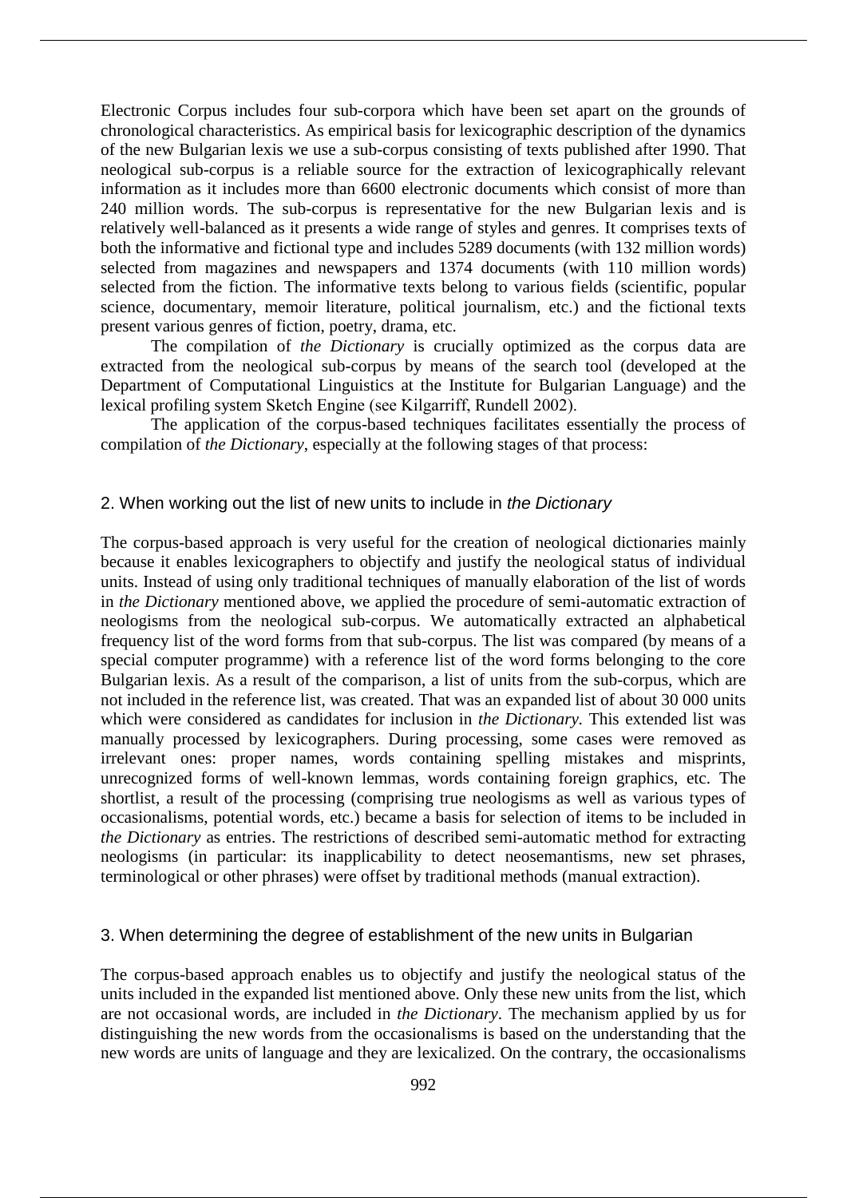Electronic Corpus includes four sub-corpora which have been set apart on the grounds of chronological characteristics. As empirical basis for lexicographic description of the dynamics of the new Bulgarian lexis we use a sub-corpus consisting of texts published after 1990. That neological sub-corpus is a reliable source for the extraction of lexicographically relevant information as it includes more than 6600 electronic documents which consist of more than 240 million words. The sub-corpus is representative for the new Bulgarian lexis and is relatively well-balanced as it presents a wide range of styles and genres. It comprises texts of both the informative and fictional type and includes 5289 documents (with 132 million words) selected from magazines and newspapers and 1374 documents (with 110 million words) selected from the fiction. The informative texts belong to various fields (scientific, popular science, documentary, memoir literature, political journalism, etc.) and the fictional texts present various genres of fiction, poetry, drama, etc.

The compilation of *the Dictionary* is crucially optimized as the corpus data are extracted from the neological sub-corpus by means of the search tool (developed at the Department of Computational Linguistics at the Institute for Bulgarian Language) and the lexical profiling system Sketch Engine (see Kilgarriff, Rundell 2002).

The application of the corpus-based techniques facilitates essentially the process of compilation of *the Dictionary*, especially at the following stages of that process:

## 2. When working out the list of new units to include in *the Dictionary*

The corpus-based approach is very useful for the creation of neological dictionaries mainly because it enables lexicographers to objectify and justify the neological status of individual units. Instead of using only traditional techniques of manually elaboration of the list of words in *the Dictionary* mentioned above, we applied the procedure of semi-automatic extraction of neologisms from the neological sub-corpus. We automatically extracted an alphabetical frequency list of the word forms from that sub-corpus. The list was compared (by means of a special computer programme) with a reference list of the word forms belonging to the core Bulgarian lexis. As a result of the comparison, a list of units from the sub-corpus, which are not included in the reference list, was created. That was an expanded list of about 30 000 units which were considered as candidates for inclusion in *the Dictionary.* This extended list was manually processed by lexicographers. During processing, some cases were removed as irrelevant ones: proper names, words containing spelling mistakes and misprints, unrecognized forms of well-known lemmas, words containing foreign graphics, etc. The shortlist, a result of the processing (comprising true neologisms as well as various types of occasionalisms, potential words, etc.) became a basis for selection of items to be included in *the Dictionary* as entries. The restrictions of described semi-automatic method for extracting neologisms (in particular: its inapplicability to detect neosemantisms, new set phrases, terminological or other phrases) were offset by traditional methods (manual extraction).

## 3. When determining the degree of establishment of the new units in Bulgarian

The corpus-based approach enables us to objectify and justify the neological status of the units included in the expanded list mentioned above. Only these new units from the list, which are not occasional words, are included in *the Dictionary*. The mechanism applied by us for distinguishing the new words from the occasionalisms is based on the understanding that the new words are units of language and they are lexicalized. On the contrary, the occasionalisms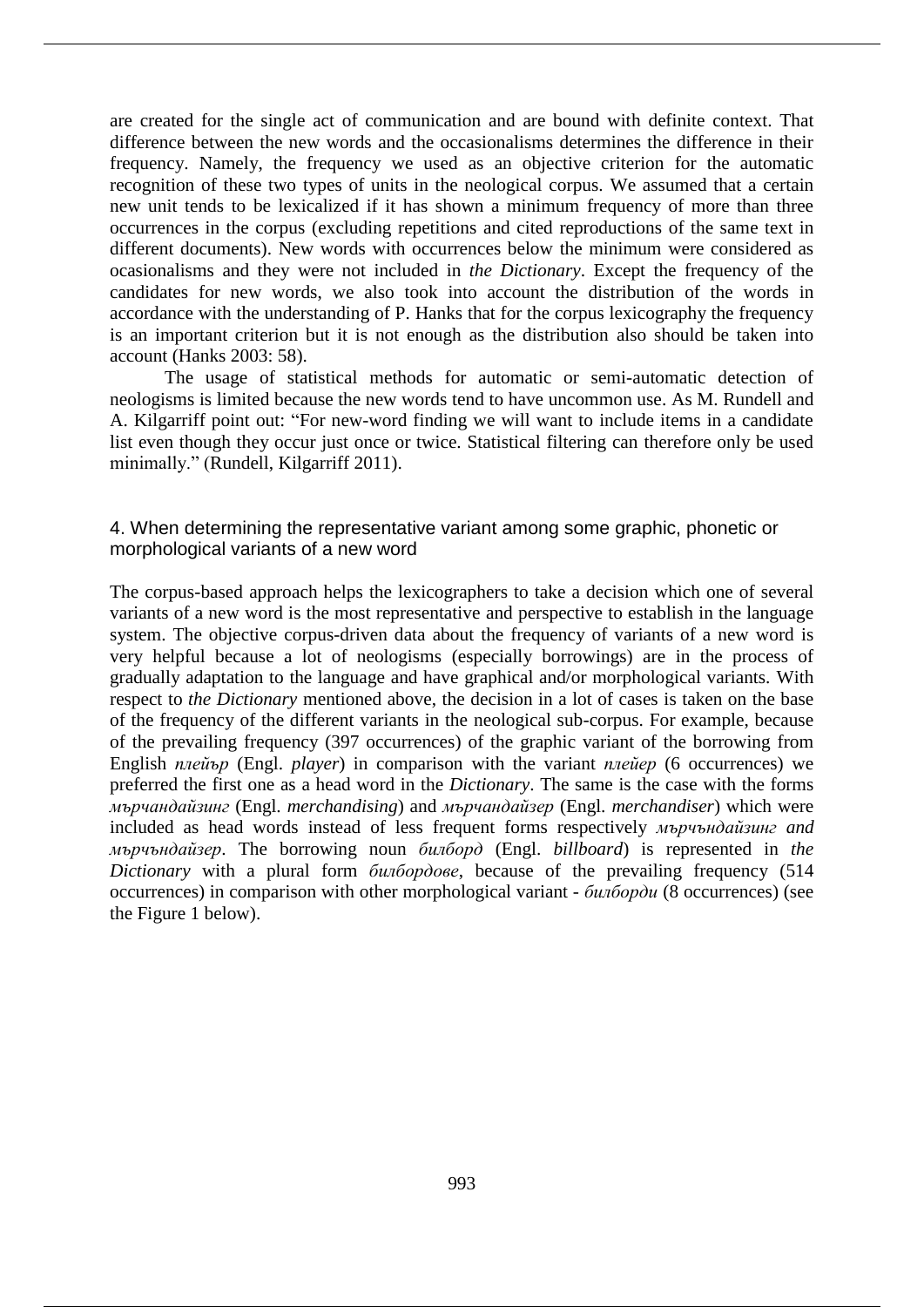are created for the single act of communication and are bound with definite context. That difference between the new words and the occasionalisms determines the difference in their frequency. Namely, the frequency we used as an objective criterion for the automatic recognition of these two types of units in the neological corpus. We assumed that a certain new unit tends to be lexicalized if it has shown a minimum frequency of more than three occurrences in the corpus (excluding repetitions and cited reproductions of the same text in different documents). New words with occurrences below the minimum were considered as ocasionalisms and they were not included in *the Dictionary*. Except the frequency of the candidates for new words, we also took into account the distribution of the words in accordance with the understanding of P. Hanks that for the corpus lexicography the frequency is an important criterion but it is not enough as the distribution also should be taken into account (Hanks 2003: 58).

The usage of statistical methods for automatic or semi-automatic detection of neologisms is limited because the new words tend to have uncommon use. As M. Rundell and A. Kilgarriff point out: "For new-word finding we will want to include items in a candidate list even though they occur just once or twice. Statistical filtering can therefore only be used minimally." (Rundell, Kilgarriff 2011).

## 4. When determining the representative variant among some graphic, phonetic or morphological variants of a new word

The corpus-based approach helps the lexicographers to take a decision which one of several variants of a new word is the most representative and perspective to establish in the language system. The objective corpus-driven data about the frequency of variants of a new word is very helpful because a lot of neologisms (especially borrowings) are in the process of gradually adaptation to the language and have graphical and/or morphological variants. With respect to *the Dictionary* mentioned above, the decision in a lot of cases is taken on the base of the frequency of the different variants in the neological sub-corpus. For example, because of the prevailing frequency (397 occurrences) of the graphic variant of the borrowing from English *плейър* (Engl. *player*) in comparison with the variant *плейер* (6 occurrences) we preferred the first one as a head word in the *Dictionary*. The same is the case with the forms *мърчандайзинг* (Engl. *merchandising*) and *мърчандайзер* (Engl. *merchandiser*) which were included as head words instead of less frequent forms respectively *мърчъндайзинг and мърчъндайзер*. The borrowing noun *билборд* (Engl. *billboard*) is represented in *the Dictionary* with a plural form *билбордове*, because of the prevailing frequency (514 occurrences) in comparison with other morphological variant - *билборди* (8 occurrences) (see the Figure 1 below).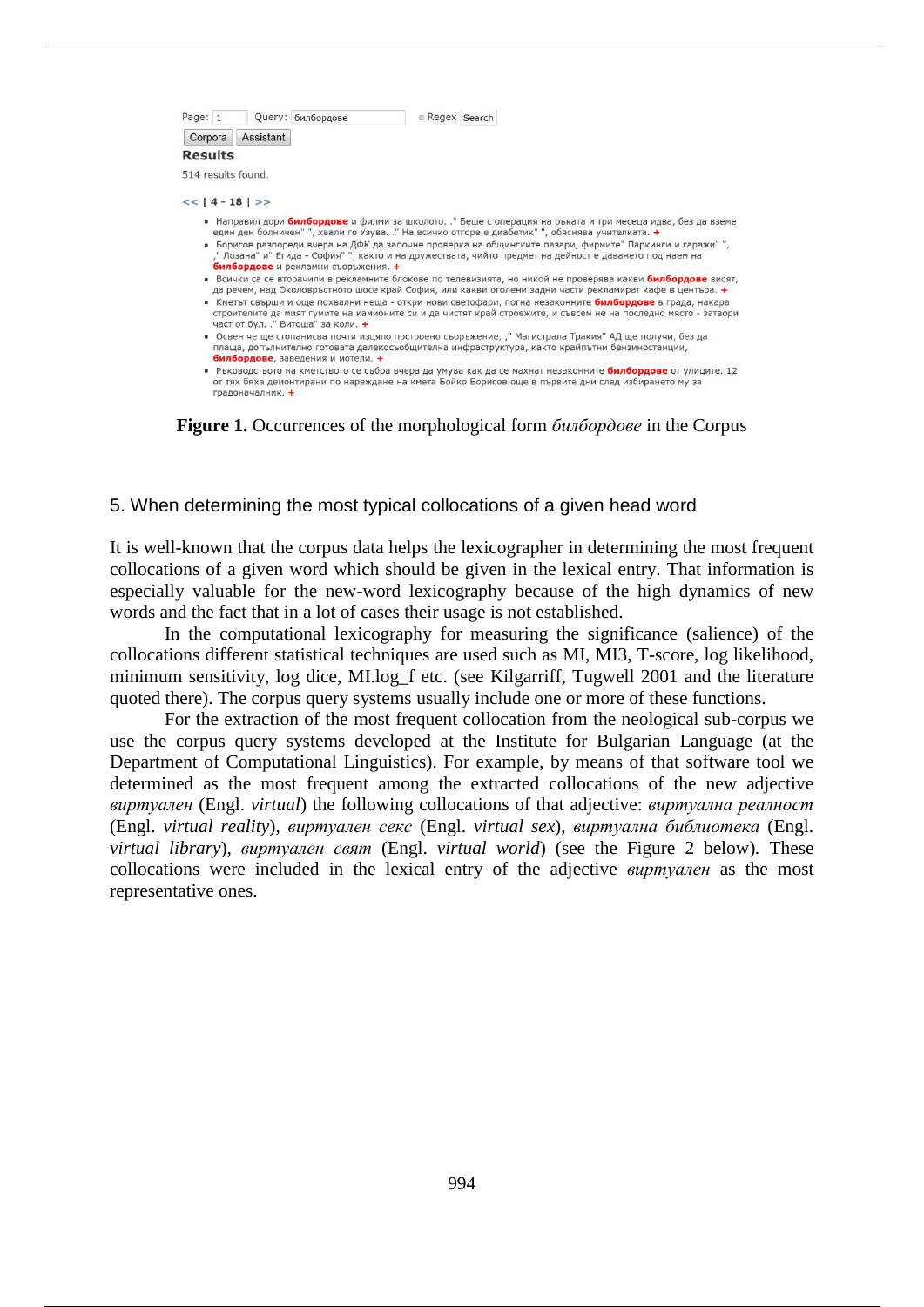Page: 1 Query: билбордове Regex Search

Corpora Assistant

**Results**

514 results found.

<< | 4 - 18 | >>

- Направил дори **билбордове** и филми за школото. ." Беше с операция на ръката и три месеца идва, без да вземе един ден болничен" ", хвали го Узува. ." На всичко отгоре е диабетик" ", обяснява учителката. +
- Борисов разпореди вчера на ДФК да започне проверка на общинските пазари, фирмите" Паркинги и гаражи" ", ," Лозана" и" Егида - София" ", както и на дружествата, чийто предмет на дейност е даването под наем на **билбордове** и рекламни съоръжения. +
- Всички са се вторачили в рекламните блокове по телевизията, но никой не проверява какви **билбордове** висят, да речем, над Околовръстното шосе край София, или какви оголени задни части рекламират кафе в центъра. +
- Кметът свърши и още похвални неща - откри нови светофари, погна незаконните **билбордове** в града, накара строителите да мият гумите на камионите си и да чистят край строежите, и съвсем не на последно място - затвори част от бул. ." Витоша" за коли. +
- Освен че ще стопанисва почти изцяло построено съоръжение, ," Магистрала Тракия" АД ще получи, без да плаща, допълнително готовата далекосъобщителна инфраструктура, както крайпътни бензиностанции, **билбордове**, заведения и мотели. +
- Ръководството на кметството се събра вчера да умува как да се махнат незаконните **билбордове** от улиците. 12 от тях бяха демонтирани по нареждане на кмета Бойко Борисов още в първите дни след избирането му за градоначалник. +

**Figure 1.** Occurrences of the morphological form *билбордове* in the Corpus

## 5. When determining the most typical collocations of a given head word

It is well-known that the corpus data helps the lexicographer in determining the most frequent collocations of a given word which should be given in the lexical entry. That information is especially valuable for the new-word lexicography because of the high dynamics of new words and the fact that in a lot of cases their usage is not established.

In the computational lexicography for measuring the significance (salience) of the collocations different statistical techniques are used such as MI, MI3, T-score, log likelihood, minimum sensitivity, log dice, MI.log_f etc. (see Kilgarriff, Tugwell 2001 and the literature quoted there). The corpus query systems usually include one or more of these functions.

For the extraction of the most frequent collocation from the neological sub-corpus we use the corpus query systems developed at the Institute for Bulgarian Language (at the Department of Computational Linguistics). For example, by means of that software tool we determined as the most frequent among the extracted collocations of the new adjective *виртуален* (Engl. *virtual*) the following collocations of that adjective: *виртуална реалност* (Engl. *virtual reality*), *виртуален секс* (Engl. *virtual sex*), *виртуална библиотека* (Engl. *virtual library*), *виртуален свят* (Engl. *virtual world*) (see the Figure 2 below). These collocations were included in the lexical entry of the adjective *виртуален* as the most representative ones.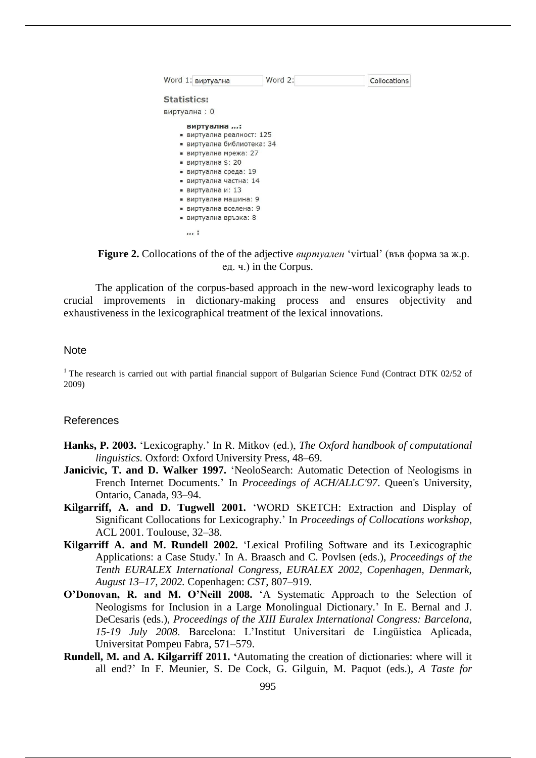Word 1: виртуална Word 2: Collocations

**Statistics:**

виртуална : 0

**виртуална ...:**

- виртуална реалност: 125
- виртуална библиотека: 34
- виртуална мрежа: 27
- виртуална $: 20
- виртуална среда: 19
- виртуална частна: 14
- виртуална и: 13
- виртуална машина: 9
- виртуална вселена: 9
- виртуална връзка: 8

**... :**

**Figure 2.** Collocations of the of the adjective *виртуален* 'virtual' (във форма за ж.р. ед. ч.) in the Corpus.

The application of the corpus-based approach in the new-word lexicography leads to crucial improvements in dictionary-making process and ensures objectivity and exhaustiveness in the lexicographical treatment of the lexical innovations.

## Note

[1] The research is carried out with partial financial support of Bulgarian Science Fund (Contract DTK 02/52 of 2009)

## References

**Hanks, P. 2003.** 'Lexicography.' In R. Mitkov (ed.), *The Oxford handbook of computational linguistics.* Oxford: Oxford University Press, 48–69.

**Janicivic, T. and D. Walker 1997.** 'NeoloSearch: Automatic Detection of Neologisms in French Internet Documents.' In *Proceedings of ACH/ALLC'97*. Queen's University, Ontario, Canada, 93–94.

**Kilgarriff, A. and D. Tugwell 2001.** 'WORD SKETCH: Extraction and Display of Significant Collocations for Lexicography.' In *Proceedings of Collocations workshop*, ACL 2001. Toulouse, 32–38.

**Kilgarriff A. and M. Rundell 2002.** 'Lexical Profiling Software and its Lexicographic Applications: a Case Study.' In A. Braasch and C. Povlsen (eds.), *Proceedings of the Tenth EURALEX International Congress, EURALEX 2002, Copenhagen, Denmark, August 13–17, 2002.* Copenhagen: *CST*, 807–919.

**O'Donovan, R. and M. O'Neill 2008.** 'A Systematic Approach to the Selection of Neologisms for Inclusion in a Large Monolingual Dictionary.' In E. Bernal and J. DeCesaris (eds.), *Proceedings of the XIII Euralex International Congress: Barcelona, 15-19 July 2008*. Barcelona: L'Institut Universitari de Lingüistica Aplicada, Universitat Pompeu Fabra, 571–579.

**Rundell, M. and A. Kilgarriff 2011. '**Automating the creation of dictionaries: where will it all end?' In F. Meunier, S. De Cock, G. Gilguin, M. Paquot (eds.), *A Taste for*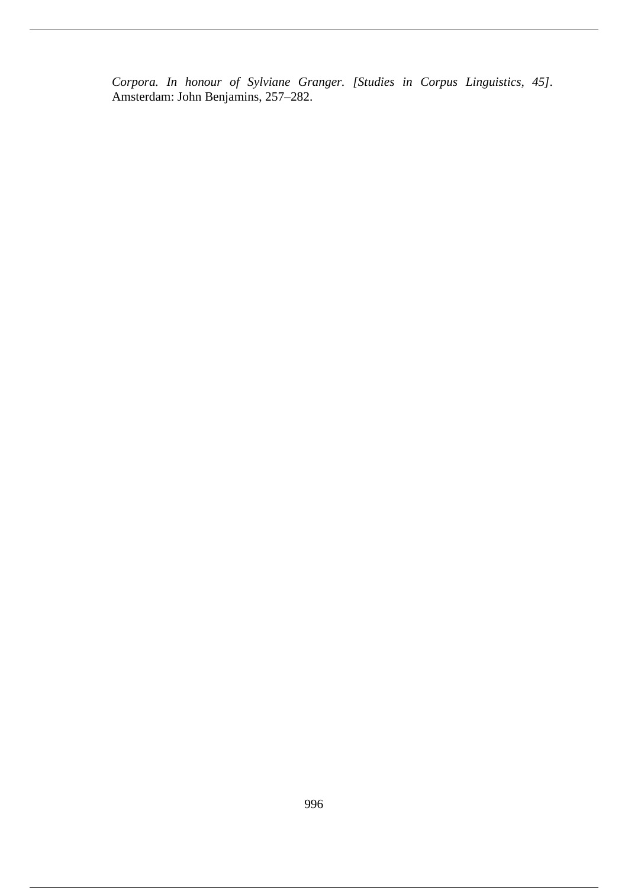*Corpora. In honour of Sylviane Granger. [Studies in Corpus Linguistics, 45]*. Amsterdam: John Benjamins, 257–282.